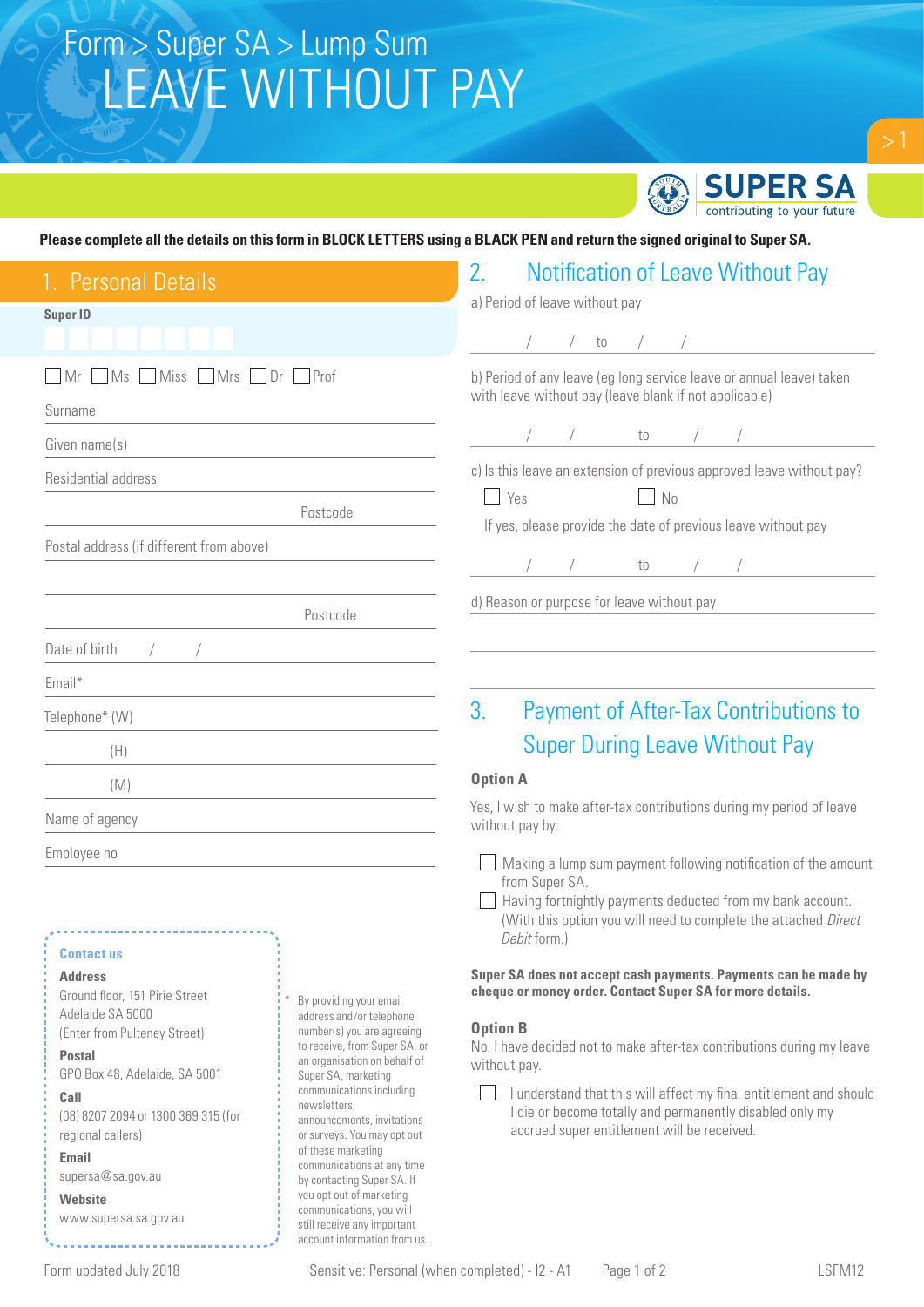Form > Super SA > Lump Sum

# LEAVE WITHOUT PAY

SUPER SA
contributing to your future

**Please complete all the details on this form in BLOCK LETTERS using a BLACK PEN and return the signed original to Super SA.**

## 1. Personal Details

**Super ID**

☐ Mr ☐ Ms ☐ Miss ☐ Mrs ☐ Dr ☐ Prof

Surname

Given name(s)

Residential address

Postcode

Postal address (if different from above)

Postcode

Date of birth / /

Email*

Telephone* (W)

(H)

(M)

Name of agency

Employee no

**Contact us**

**Address**
Ground floor, 151 Pirie Street
Adelaide SA 5000
(Enter from Pulteney Street)

**Postal**
GPO Box 48, Adelaide, SA 5001

**Call**
(08) 8207 2094 or 1300 369 315 (for regional callers)

**Email**
supersa@sa.gov.au

**Website**
www.supersa.sa.gov.au

* By providing your email address and/or telephone number(s) you are agreeing to receive, from Super SA, or an organisation on behalf of Super SA, marketing communications including newsletters, announcements, invitations or surveys. You may opt out of these marketing communications at any time by contacting Super SA. If you opt out of marketing communications, you will still receive any important account information from us.

## 2. Notification of Leave Without Pay

a) Period of leave without pay

/ / to / /

b) Period of any leave (eg long service leave or annual leave) taken with leave without pay (leave blank if not applicable)

/ / to / /

c) Is this leave an extension of previous approved leave without pay?

☐ Yes ☐ No

If yes, please provide the date of previous leave without pay

/ / to / /

d) Reason or purpose for leave without pay

## 3. Payment of After-Tax Contributions to Super During Leave Without Pay

**Option A**

Yes, I wish to make after-tax contributions during my period of leave without pay by:

☐ Making a lump sum payment following notification of the amount from Super SA.

☐ Having fortnightly payments deducted from my bank account. (With this option you will need to complete the attached *Direct Debit* form.)

**Super SA does not accept cash payments. Payments can be made by cheque or money order. Contact Super SA for more details.**

**Option B**

No, I have decided not to make after-tax contributions during my leave without pay.

☐ I understand that this will affect my final entitlement and should I die or become totally and permanently disabled only my accrued super entitlement will be received.

Form updated July 2018

Sensitive: Personal (when completed) - I2 - A1

LSFM12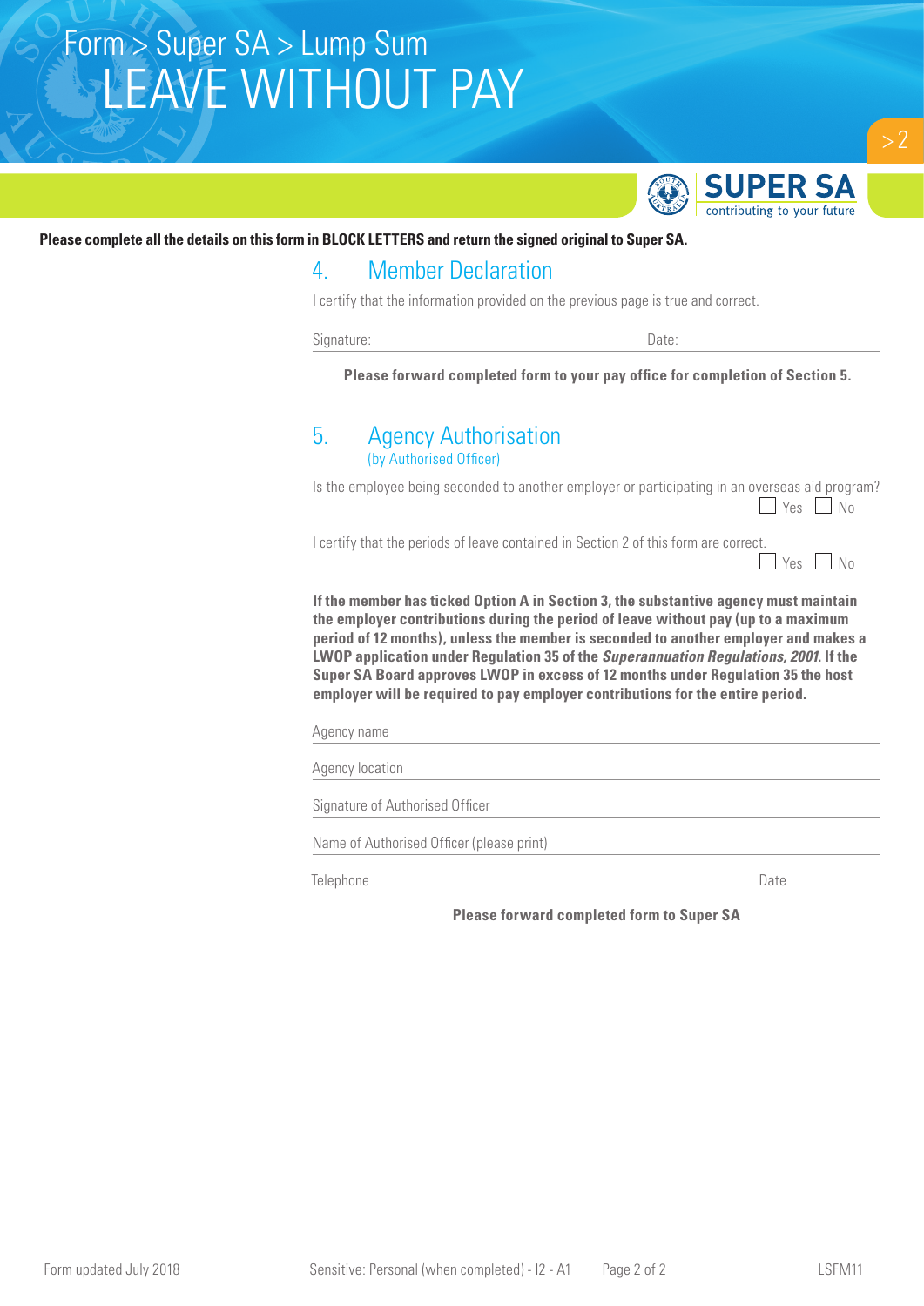Form > Super SA > Lump Sum

# LEAVE WITHOUT PAY

SUPER SA
contributing to your future

**Please complete all the details on this form in BLOCK LETTERS and return the signed original to Super SA.**

## 4. Member Declaration

I certify that the information provided on the previous page is true and correct.

Signature: Date:

**Please forward completed form to your pay office for completion of Section 5.**

## 5. Agency Authorisation

(by Authorised Officer)

Is the employee being seconded to another employer or participating in an overseas aid program?

☐ Yes ☐ No

I certify that the periods of leave contained in Section 2 of this form are correct.

☐ Yes ☐ No

**If the member has ticked Option A in Section 3, the substantive agency must maintain the employer contributions during the period of leave without pay (up to a maximum period of 12 months), unless the member is seconded to another employer and makes a LWOP application under Regulation 35 of the *Superannuation Regulations, 2001*. If the Super SA Board approves LWOP in excess of 12 months under Regulation 35 the host employer will be required to pay employer contributions for the entire period.**

Agency name

Agency location

Signature of Authorised Officer

Name of Authorised Officer (please print)

Telephone Date

**Please forward completed form to Super SA**

Form updated July 2018 Sensitive: Personal (when completed) - I2 - A1 LSFM11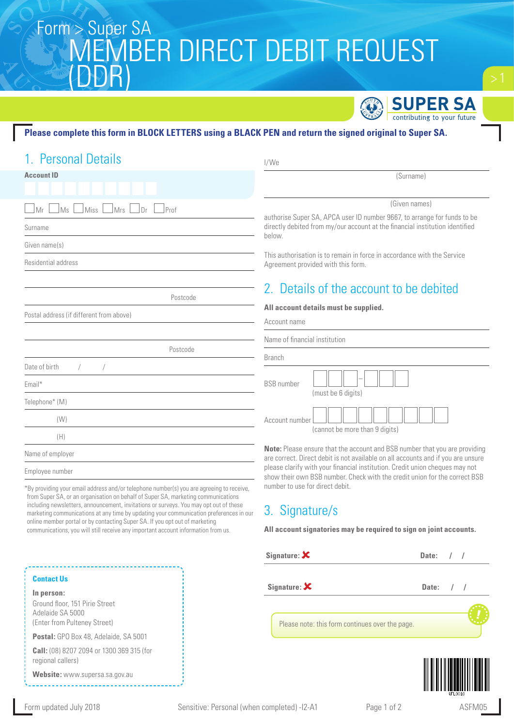# Form > Super SA MEMBER DIRECT DEBIT REQUEST (DDR)

**Please complete this form in BLOCK LETTERS using a BLACK PEN and return the signed original to Super SA.**

## 1. Personal Details

**Account ID**

☐ Mr ☐ Ms ☐ Miss ☐ Mrs ☐ Dr ☐ Prof

Surname

Given name(s)

Residential address

Postcode

Postal address (if different from above)

Postcode

Date of birth / /

Email*

Telephone* (M)

(W)

(H)

Name of employer

Employee number

*By providing your email address and/or telephone number(s) you are agreeing to receive, from Super SA, or an organisation on behalf of Super SA, marketing communications including newsletters, announcement, invitations or surveys. You may opt out of these marketing communications at any time by updating your communication preferences in our online member portal or by contacting Super SA. If you opt out of marketing communications, you will still receive any important account information from us.

I/We

(Surname)

(Given names)

authorise Super SA, APCA user ID number 9667, to arrange for funds to be directly debited from my/our account at the financial institution identified below.

This authorisation is to remain in force in accordance with the Service Agreement provided with this form.

## 2. Details of the account to be debited

**All account details must be supplied.**

Account name

Name of financial institution

Branch

BSB number ☐☐☐ – ☐☐☐
(must be 6 digits)

Account number ☐☐☐☐☐☐☐☐☐
(cannot be more than 9 digits)

**Note:** Please ensure that the account and BSB number that you are providing are correct. Direct debit is not available on all accounts and if you are unsure please clarify with your financial institution. Credit union cheques may not show their own BSB number. Check with the credit union for the correct BSB number to use for direct debit.

## 3. Signature/s

**All account signatories may be required to sign on joint accounts.**

**Signature:** ✘ **Date:** / /

**Signature:** ✘ **Date:** / /

Please note: this form continues over the page.

**Contact Us**

**In person:**
Ground floor, 151 Pirie Street
Adelaide SA 5000
(Enter from Pulteney Street)

**Postal:** GPO Box 48, Adelaide, SA 5001

**Call:** (08) 8207 2094 or 1300 369 315 (for regional callers)

**Website:** www.supersa.sa.gov.au

Form updated July 2018 Sensitive: Personal (when completed) -I2-A1 ASFM05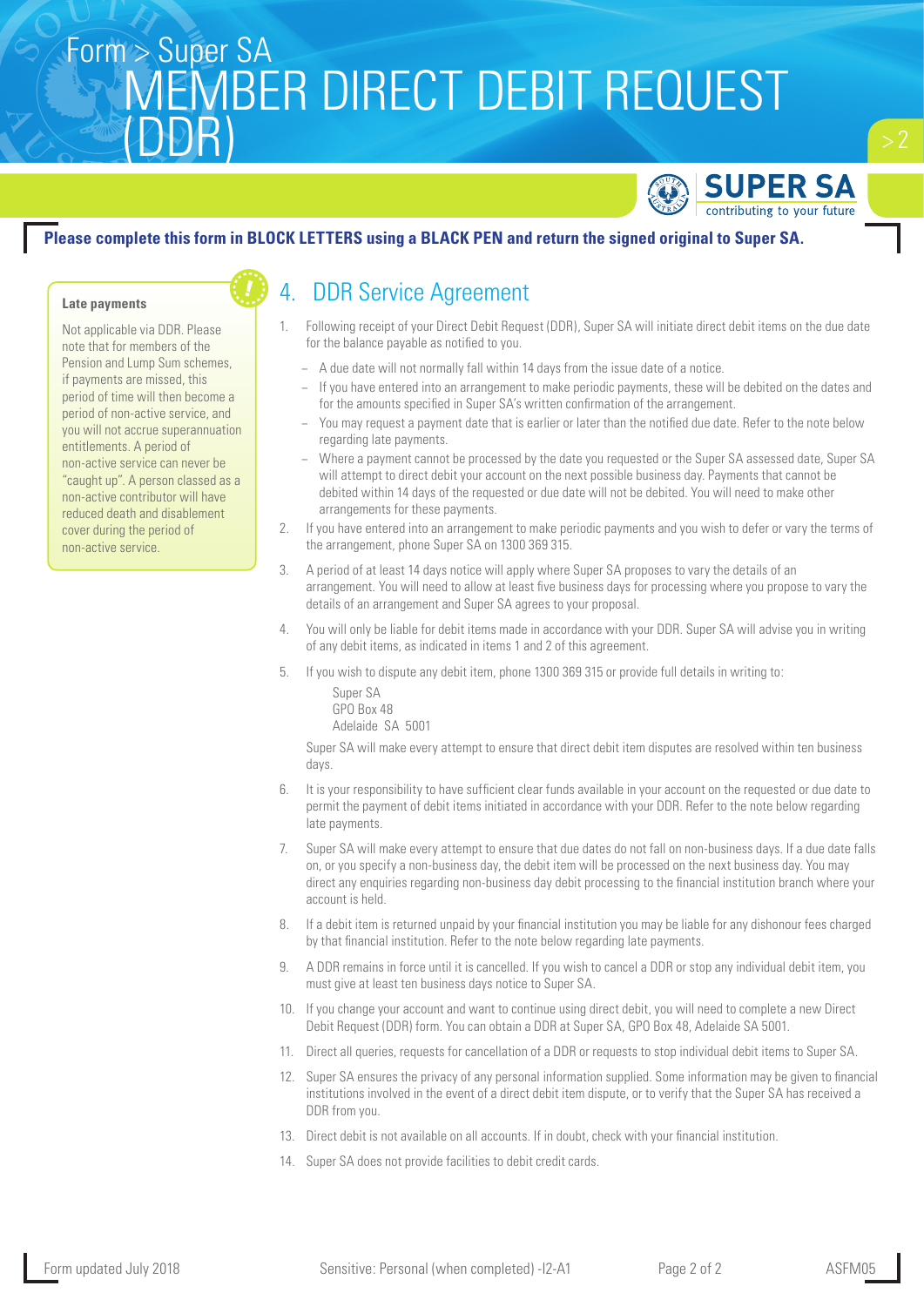# Form > Super SA
# MEMBER DIRECT DEBIT REQUEST (DDR)

SUPER SA
contributing to your future

**Please complete this form in BLOCK LETTERS using a BLACK PEN and return the signed original to Super SA.**

**Late payments**

Not applicable via DDR. Please note that for members of the Pension and Lump Sum schemes, if payments are missed, this period of time will then become a period of non-active service, and you will not accrue superannuation entitlements. A period of non-active service can never be "caught up". A person classed as a non-active contributor will have reduced death and disablement cover during the period of non-active service.

## 4. DDR Service Agreement

1. Following receipt of your Direct Debit Request (DDR), Super SA will initiate direct debit items on the due date for the balance payable as notified to you.
   - A due date will not normally fall within 14 days from the issue date of a notice.
   - If you have entered into an arrangement to make periodic payments, these will be debited on the dates and for the amounts specified in Super SA's written confirmation of the arrangement.
   - You may request a payment date that is earlier or later than the notified due date. Refer to the note below regarding late payments.
   - Where a payment cannot be processed by the date you requested or the Super SA assessed date, Super SA will attempt to direct debit your account on the next possible business day. Payments that cannot be debited within 14 days of the requested or due date will not be debited. You will need to make other arrangements for these payments.
2. If you have entered into an arrangement to make periodic payments and you wish to defer or vary the terms of the arrangement, phone Super SA on 1300 369 315.
3. A period of at least 14 days notice will apply where Super SA proposes to vary the details of an arrangement. You will need to allow at least five business days for processing where you propose to vary the details of an arrangement and Super SA agrees to your proposal.
4. You will only be liable for debit items made in accordance with your DDR. Super SA will advise you in writing of any debit items, as indicated in items 1 and 2 of this agreement.
5. If you wish to dispute any debit item, phone 1300 369 315 or provide full details in writing to:

   Super SA
   GPO Box 48
   Adelaide SA 5001

   Super SA will make every attempt to ensure that direct debit item disputes are resolved within ten business days.
6. It is your responsibility to have sufficient clear funds available in your account on the requested or due date to permit the payment of debit items initiated in accordance with your DDR. Refer to the note below regarding late payments.
7. Super SA will make every attempt to ensure that due dates do not fall on non-business days. If a due date falls on, or you specify a non-business day, the debit item will be processed on the next business day. You may direct any enquiries regarding non-business day debit processing to the financial institution branch where your account is held.
8. If a debit item is returned unpaid by your financial institution you may be liable for any dishonour fees charged by that financial institution. Refer to the note below regarding late payments.
9. A DDR remains in force until it is cancelled. If you wish to cancel a DDR or stop any individual debit item, you must give at least ten business days notice to Super SA.
10. If you change your account and want to continue using direct debit, you will need to complete a new Direct Debit Request (DDR) form. You can obtain a DDR at Super SA, GPO Box 48, Adelaide SA 5001.
11. Direct all queries, requests for cancellation of a DDR or requests to stop individual debit items to Super SA.
12. Super SA ensures the privacy of any personal information supplied. Some information may be given to financial institutions involved in the event of a direct debit item dispute, or to verify that the Super SA has received a DDR from you.
13. Direct debit is not available on all accounts. If in doubt, check with your financial institution.
14. Super SA does not provide facilities to debit credit cards.

Form updated July 2018 | Sensitive: Personal (when completed) -I2-A1 | ASFM05